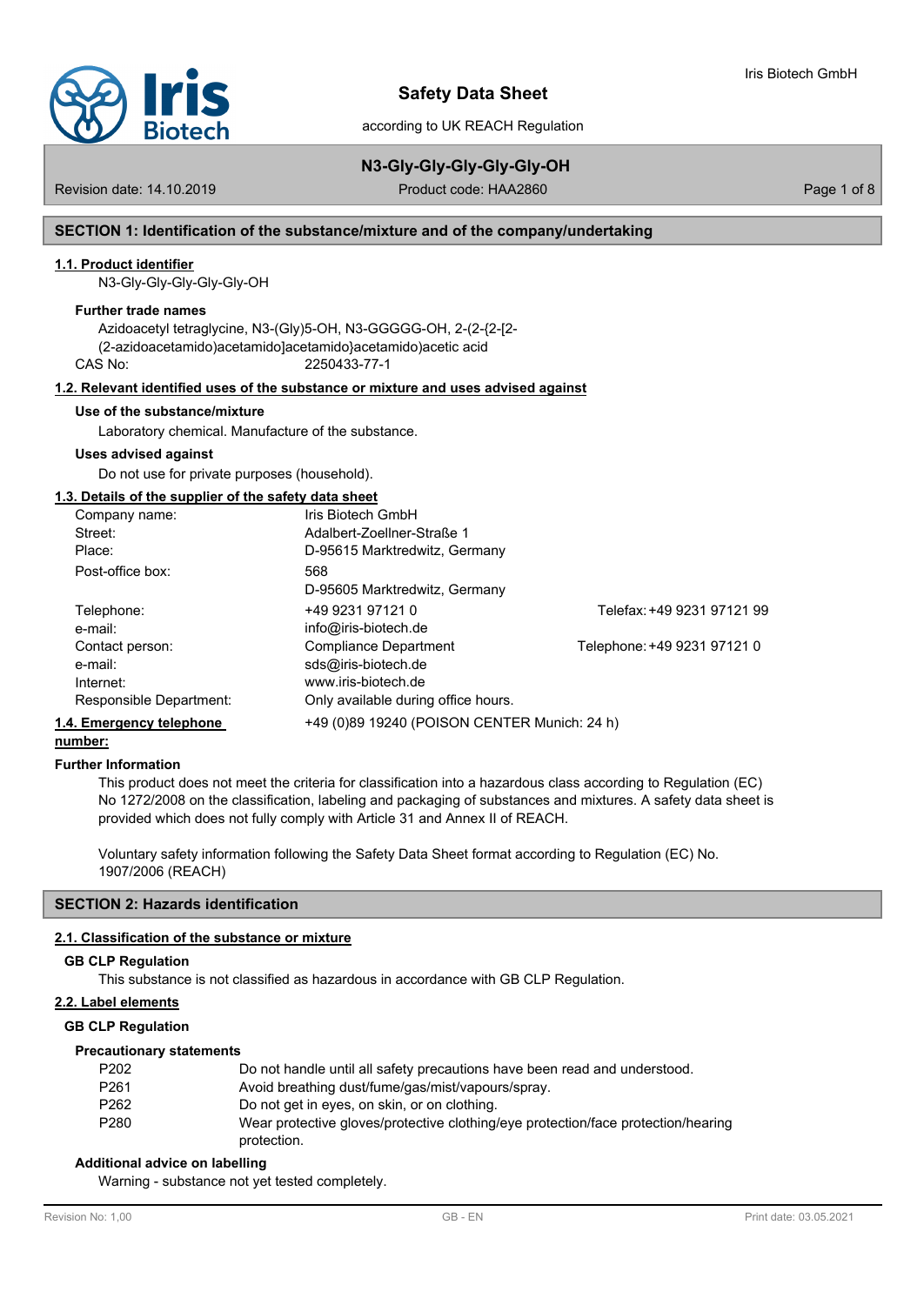# Safety Data Sheet

according to UK REACH Regulation

## N3-Gly-Gly-Gly-Gly-Gly-OH

Revision date: 14.10.2019 | Product code: HAA2860

## SECTION 1: Identification of the substance/mixture and of the company/undertaking

### 1.1. Product identifier

N3-Gly-Gly-Gly-Gly-Gly-OH

**Further trade names**

Azidoacetyl tetraglycine, N3-(Gly)5-OH, N3-GGGGG-OH, 2-(2-{2-[2-(2-azidoacetamido)acetamido]acetamido}acetamido)acetic acid

CAS No: 2250433-77-1

### 1.2. Relevant identified uses of the substance or mixture and uses advised against

**Use of the substance/mixture**

Laboratory chemical. Manufacture of the substance.

**Uses advised against**

Do not use for private purposes (household).

### 1.3. Details of the supplier of the safety data sheet

| | | |
|---|---|---|
| Company name: | Iris Biotech GmbH | |
| Street: | Adalbert-Zoellner-Straße 1 | |
| Place: | D-95615 Marktredwitz, Germany | |
| Post-office box: | 568<br>D-95605 Marktredwitz, Germany | |
| Telephone: | +49 9231 97121 0 | Telefax: +49 9231 97121 99 |
| e-mail: | info@iris-biotech.de | |
| Contact person: | Compliance Department | Telephone: +49 9231 97121 0 |
| e-mail: | sds@iris-biotech.de | |
| Internet: | www.iris-biotech.de | |
| Responsible Department: | Only available during office hours. | |

### 1.4. Emergency telephone number:

+49 (0)89 19240 (POISON CENTER Munich: 24 h)

**Further Information**

This product does not meet the criteria for classification into a hazardous class according to Regulation (EC) No 1272/2008 on the classification, labeling and packaging of substances and mixtures. A safety data sheet is provided which does not fully comply with Article 31 and Annex II of REACH.

Voluntary safety information following the Safety Data Sheet format according to Regulation (EC) No. 1907/2006 (REACH)

## SECTION 2: Hazards identification

### 2.1. Classification of the substance or mixture

**GB CLP Regulation**

This substance is not classified as hazardous in accordance with GB CLP Regulation.

### 2.2. Label elements

**GB CLP Regulation**

**Precautionary statements**

| | |
|---|---|
| P202 | Do not handle until all safety precautions have been read and understood. |
| P261 | Avoid breathing dust/fume/gas/mist/vapours/spray. |
| P262 | Do not get in eyes, on skin, or on clothing. |
| P280 | Wear protective gloves/protective clothing/eye protection/face protection/hearing protection. |

**Additional advice on labelling**

Warning - substance not yet tested completely.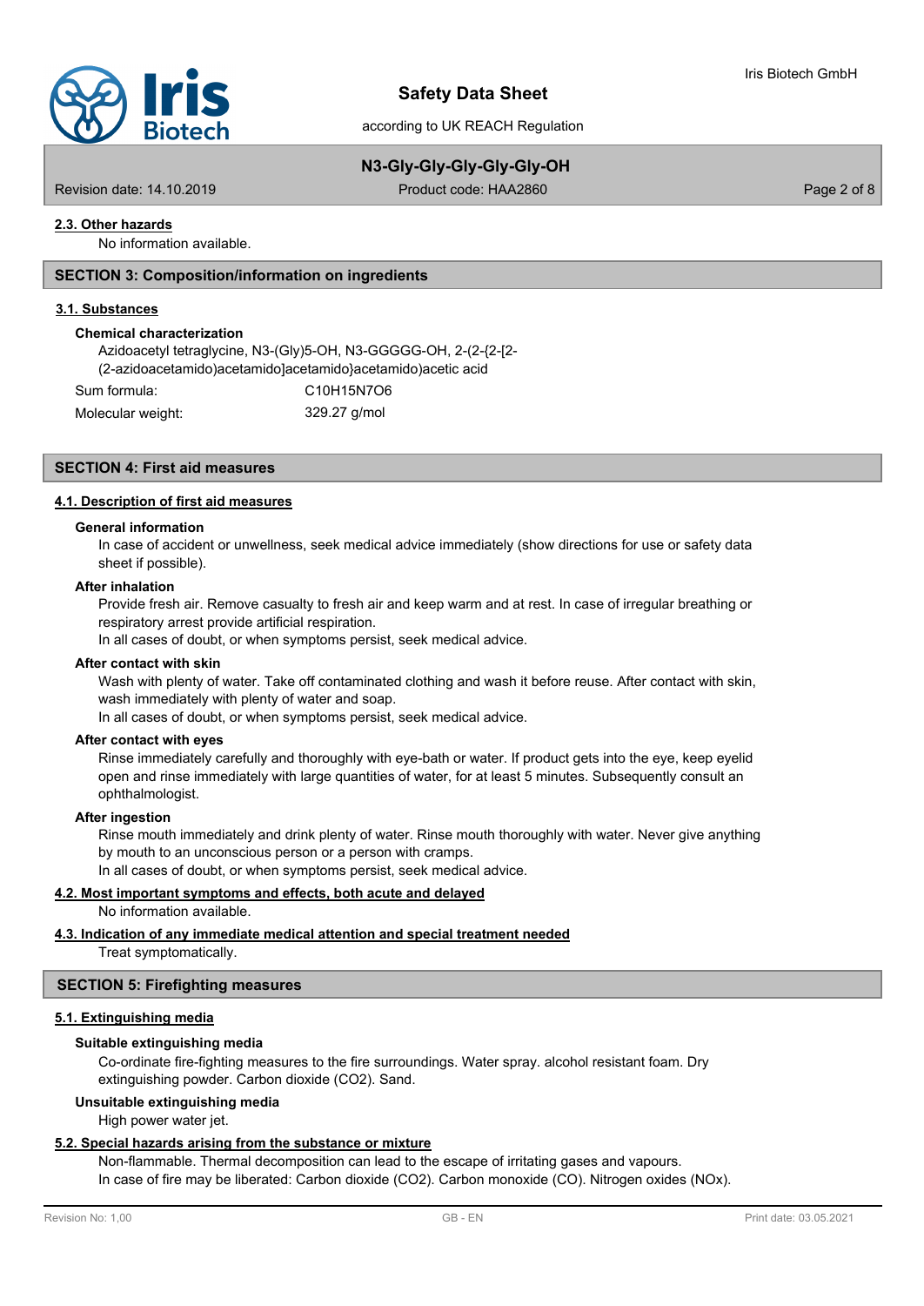### 2.3. Other hazards

No information available.

## SECTION 3: Composition/information on ingredients

### 3.1. Substances

**Chemical characterization**

Azidoacetyl tetraglycine, N3-(Gly)5-OH, N3-GGGGG-OH, 2-(2-{2-[2-(2-azidoacetamido)acetamido]acetamido}acetamido)acetic acid

Sum formula: $C_{10}H_{15}N_7O_6$

Molecular weight: 329.27 g/mol

## SECTION 4: First aid measures

### 4.1. Description of first aid measures

**General information**

In case of accident or unwellness, seek medical advice immediately (show directions for use or safety data sheet if possible).

**After inhalation**

Provide fresh air. Remove casualty to fresh air and keep warm and at rest. In case of irregular breathing or respiratory arrest provide artificial respiration.
In all cases of doubt, or when symptoms persist, seek medical advice.

**After contact with skin**

Wash with plenty of water. Take off contaminated clothing and wash it before reuse. After contact with skin, wash immediately with plenty of water and soap.
In all cases of doubt, or when symptoms persist, seek medical advice.

**After contact with eyes**

Rinse immediately carefully and thoroughly with eye-bath or water. If product gets into the eye, keep eyelid open and rinse immediately with large quantities of water, for at least 5 minutes. Subsequently consult an ophthalmologist.

**After ingestion**

Rinse mouth immediately and drink plenty of water. Rinse mouth thoroughly with water. Never give anything by mouth to an unconscious person or a person with cramps.
In all cases of doubt, or when symptoms persist, seek medical advice.

### 4.2. Most important symptoms and effects, both acute and delayed

No information available.

### 4.3. Indication of any immediate medical attention and special treatment needed

Treat symptomatically.

## SECTION 5: Firefighting measures

### 5.1. Extinguishing media

**Suitable extinguishing media**

Co-ordinate fire-fighting measures to the fire surroundings. Water spray. alcohol resistant foam. Dry extinguishing powder. Carbon dioxide ($CO_2$). Sand.

**Unsuitable extinguishing media**

High power water jet.

### 5.2. Special hazards arising from the substance or mixture

Non-flammable. Thermal decomposition can lead to the escape of irritating gases and vapours.
In case of fire may be liberated: Carbon dioxide ($CO_2$). Carbon monoxide (CO). Nitrogen oxides ($NO_x$).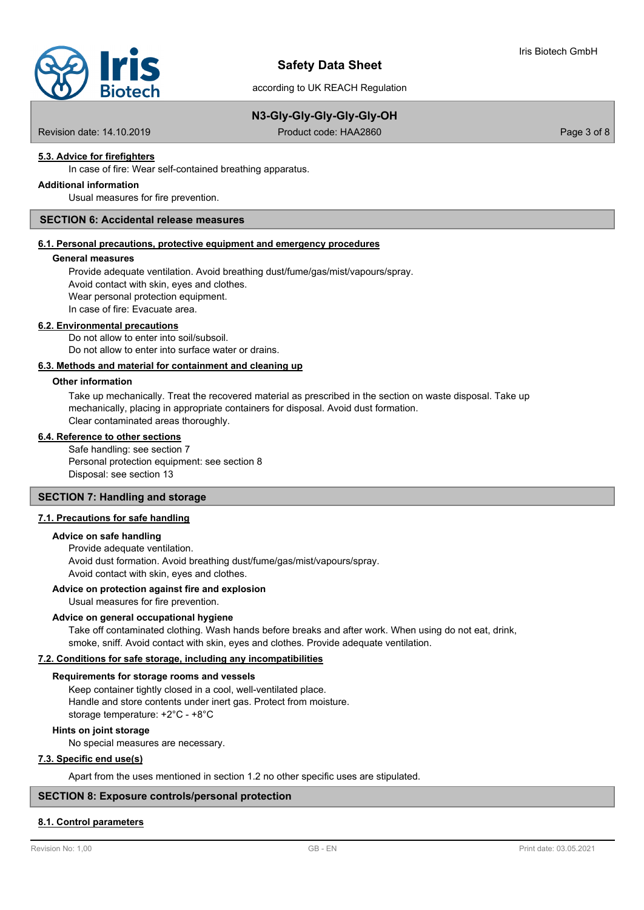#### 5.3. Advice for firefighters

In case of fire: Wear self-contained breathing apparatus.

**Additional information**

Usual measures for fire prevention.

## SECTION 6: Accidental release measures

#### 6.1. Personal precautions, protective equipment and emergency procedures

**General measures**

Provide adequate ventilation. Avoid breathing dust/fume/gas/mist/vapours/spray.
Avoid contact with skin, eyes and clothes.
Wear personal protection equipment.
In case of fire: Evacuate area.

#### 6.2. Environmental precautions

Do not allow to enter into soil/subsoil.
Do not allow to enter into surface water or drains.

#### 6.3. Methods and material for containment and cleaning up

**Other information**

Take up mechanically. Treat the recovered material as prescribed in the section on waste disposal. Take up mechanically, placing in appropriate containers for disposal. Avoid dust formation.
Clear contaminated areas thoroughly.

#### 6.4. Reference to other sections

Safe handling: see section 7
Personal protection equipment: see section 8
Disposal: see section 13

## SECTION 7: Handling and storage

#### 7.1. Precautions for safe handling

**Advice on safe handling**

Provide adequate ventilation.
Avoid dust formation. Avoid breathing dust/fume/gas/mist/vapours/spray.
Avoid contact with skin, eyes and clothes.

**Advice on protection against fire and explosion**

Usual measures for fire prevention.

**Advice on general occupational hygiene**

Take off contaminated clothing. Wash hands before breaks and after work. When using do not eat, drink, smoke, sniff. Avoid contact with skin, eyes and clothes. Provide adequate ventilation.

#### 7.2. Conditions for safe storage, including any incompatibilities

**Requirements for storage rooms and vessels**

Keep container tightly closed in a cool, well-ventilated place.
Handle and store contents under inert gas. Protect from moisture.
storage temperature: +2°C - +8°C

**Hints on joint storage**

No special measures are necessary.

#### 7.3. Specific end use(s)

Apart from the uses mentioned in section 1.2 no other specific uses are stipulated.

## SECTION 8: Exposure controls/personal protection

#### 8.1. Control parameters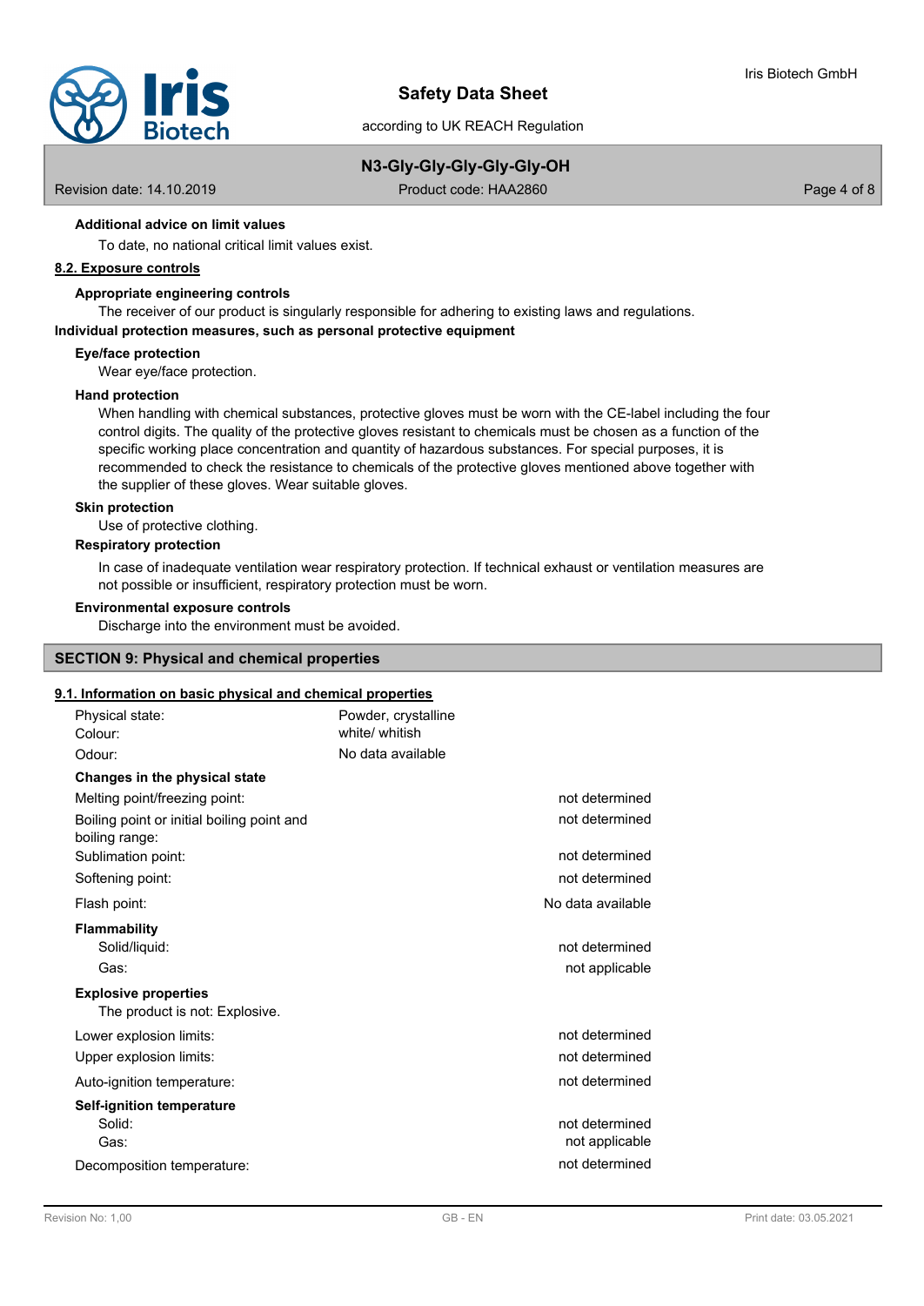**Additional advice on limit values**

To date, no national critical limit values exist.

## 8.2. Exposure controls

**Appropriate engineering controls**

The receiver of our product is singularly responsible for adhering to existing laws and regulations.

**Individual protection measures, such as personal protective equipment**

**Eye/face protection**

Wear eye/face protection.

**Hand protection**

When handling with chemical substances, protective gloves must be worn with the CE-label including the four control digits. The quality of the protective gloves resistant to chemicals must be chosen as a function of the specific working place concentration and quantity of hazardous substances. For special purposes, it is recommended to check the resistance to chemicals of the protective gloves mentioned above together with the supplier of these gloves. Wear suitable gloves.

**Skin protection**

Use of protective clothing.

**Respiratory protection**

In case of inadequate ventilation wear respiratory protection. If technical exhaust or ventilation measures are not possible or insufficient, respiratory protection must be worn.

**Environmental exposure controls**

Discharge into the environment must be avoided.

# SECTION 9: Physical and chemical properties

## 9.1. Information on basic physical and chemical properties

| | |
|---|---|
| Physical state: | Powder, crystalline |
| Colour: | white/ whitish |
| Odour: | No data available |

**Changes in the physical state**

| | |
|---|---|
| Melting point/freezing point: | not determined |
| Boiling point or initial boiling point and boiling range: | not determined |
| Sublimation point: | not determined |
| Softening point: | not determined |
| Flash point: | No data available |

**Flammability**

| | |
|---|---|
| Solid/liquid: | not determined |
| Gas: | not applicable |

**Explosive properties**

The product is not: Explosive.

| | |
|---|---|
| Lower explosion limits: | not determined |
| Upper explosion limits: | not determined |
| Auto-ignition temperature: | not determined |

**Self-ignition temperature**

| | |
|---|---|
| Solid: | not determined |
| Gas: | not applicable |
| Decomposition temperature: | not determined |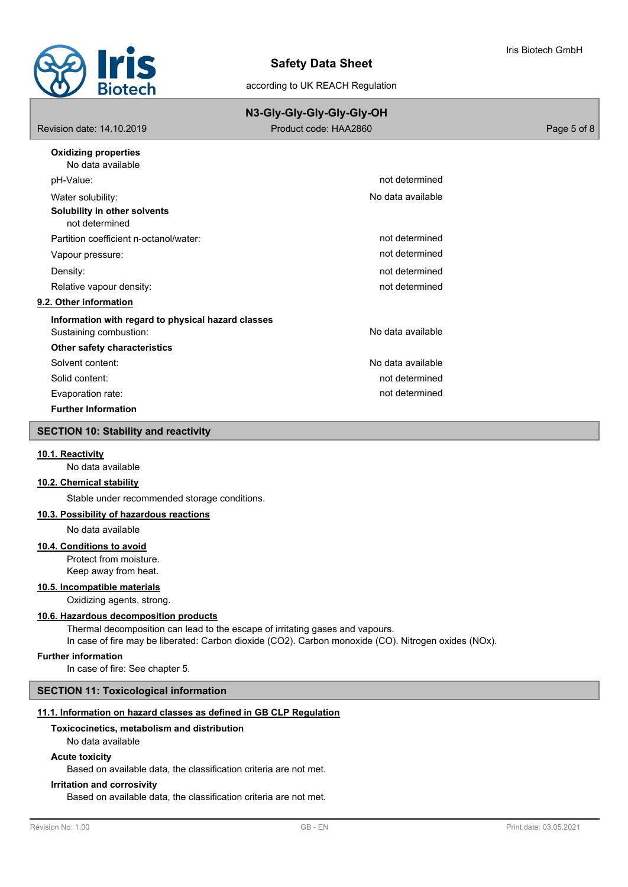**Oxidizing properties**

No data available

| | |
|---|---|
| pH-Value: | not determined |
| Water solubility: | No data available |

**Solubility in other solvents**

not determined

| | |
|---|---|
| Partition coefficient n-octanol/water: | not determined |
| Vapour pressure: | not determined |
| Density: | not determined |
| Relative vapour density: | not determined |

### 9.2. Other information

**Information with regard to physical hazard classes**

| | |
|---|---|
| Sustaining combustion: | No data available |

**Other safety characteristics**

| | |
|---|---|
| Solvent content: | No data available |
| Solid content: | not determined |
| Evaporation rate: | not determined |

**Further Information**

## SECTION 10: Stability and reactivity

### 10.1. Reactivity

No data available

### 10.2. Chemical stability

Stable under recommended storage conditions.

### 10.3. Possibility of hazardous reactions

No data available

### 10.4. Conditions to avoid

Protect from moisture.
Keep away from heat.

### 10.5. Incompatible materials

Oxidizing agents, strong.

### 10.6. Hazardous decomposition products

Thermal decomposition can lead to the escape of irritating gases and vapours.
In case of fire may be liberated: Carbon dioxide ($CO_2$). Carbon monoxide (CO). Nitrogen oxides ($NO_x$).

**Further information**

In case of fire: See chapter 5.

## SECTION 11: Toxicological information

### 11.1. Information on hazard classes as defined in GB CLP Regulation

**Toxicocinetics, metabolism and distribution**

No data available

**Acute toxicity**

Based on available data, the classification criteria are not met.

**Irritation and corrosivity**

Based on available data, the classification criteria are not met.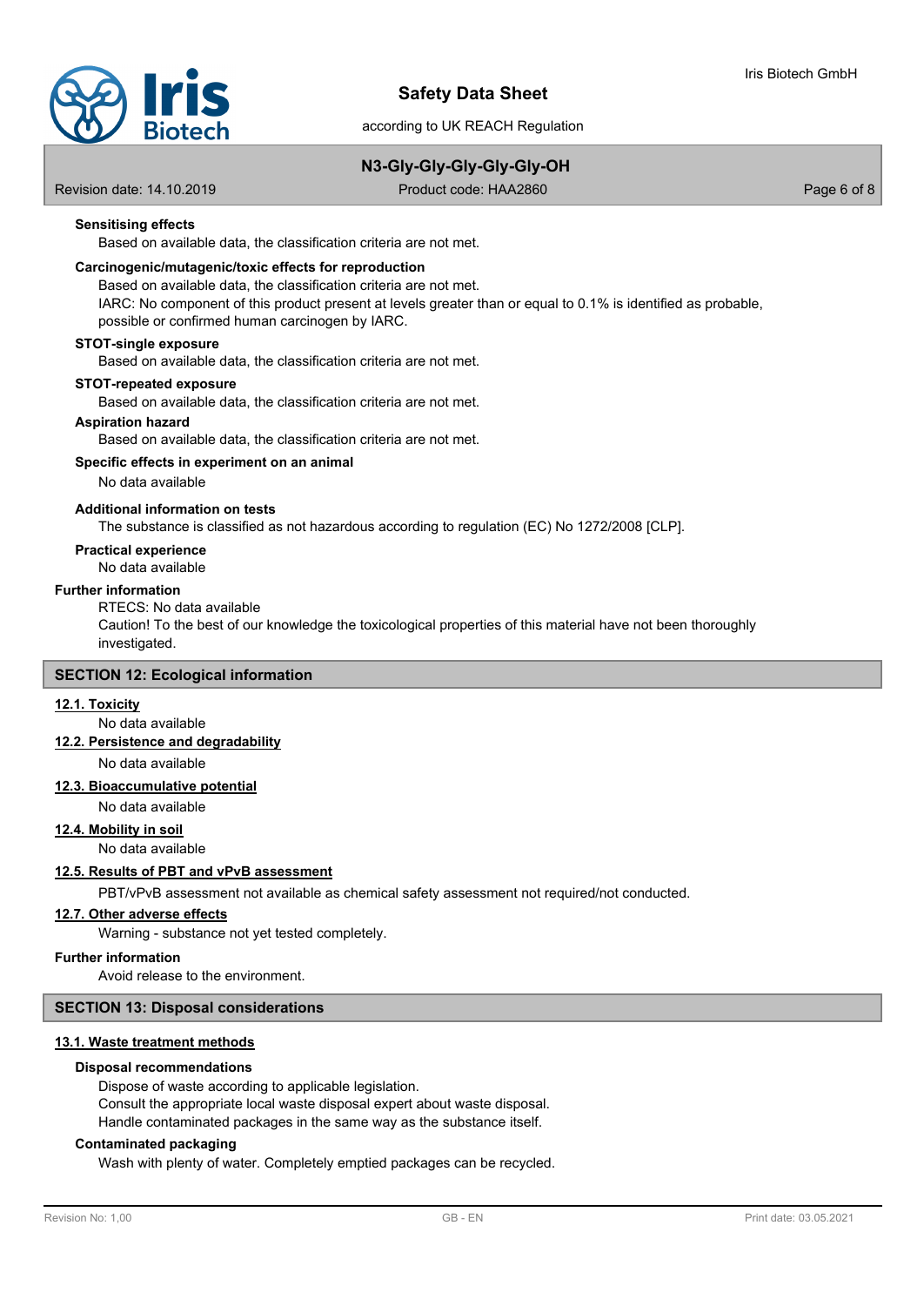#### Sensitising effects

Based on available data, the classification criteria are not met.

#### Carcinogenic/mutagenic/toxic effects for reproduction

Based on available data, the classification criteria are not met.
IARC: No component of this product present at levels greater than or equal to 0.1% is identified as probable, possible or confirmed human carcinogen by IARC.

#### STOT-single exposure

Based on available data, the classification criteria are not met.

#### STOT-repeated exposure

Based on available data, the classification criteria are not met.

#### Aspiration hazard

Based on available data, the classification criteria are not met.

#### Specific effects in experiment on an animal

No data available

#### Additional information on tests

The substance is classified as not hazardous according to regulation (EC) No 1272/2008 [CLP].

#### Practical experience

No data available

### Further information

RTECS: No data available
Caution! To the best of our knowledge the toxicological properties of this material have not been thoroughly investigated.

## SECTION 12: Ecological information

### 12.1. Toxicity

No data available

### 12.2. Persistence and degradability

No data available

### 12.3. Bioaccumulative potential

No data available

### 12.4. Mobility in soil

No data available

### 12.5. Results of PBT and vPvB assessment

PBT/vPvB assessment not available as chemical safety assessment not required/not conducted.

### 12.7. Other adverse effects

Warning - substance not yet tested completely.

### Further information

Avoid release to the environment.

## SECTION 13: Disposal considerations

### 13.1. Waste treatment methods

#### Disposal recommendations

Dispose of waste according to applicable legislation.
Consult the appropriate local waste disposal expert about waste disposal.
Handle contaminated packages in the same way as the substance itself.

#### Contaminated packaging

Wash with plenty of water. Completely emptied packages can be recycled.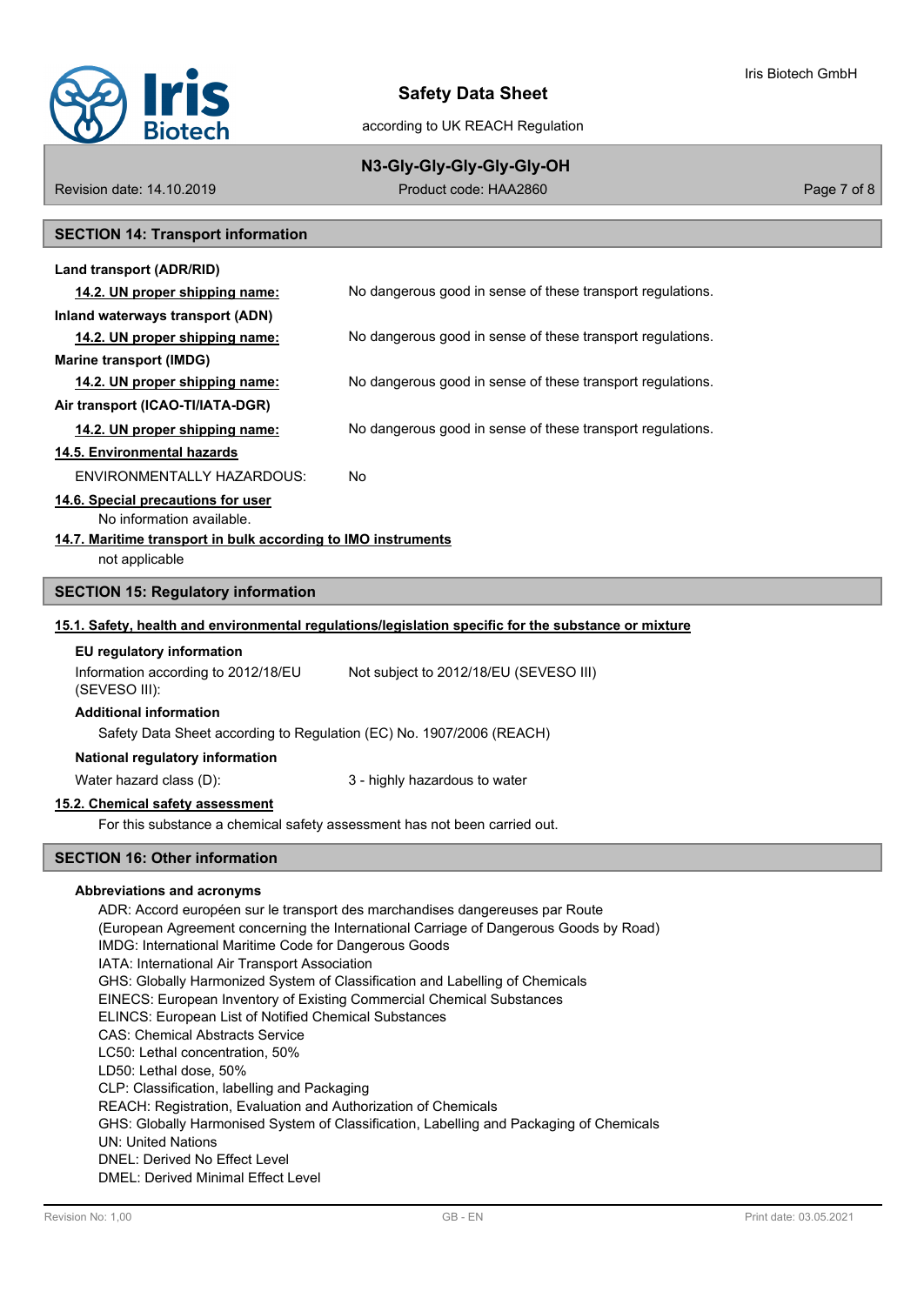## SECTION 14: Transport information

**Land transport (ADR/RID)**

**14.2. UN proper shipping name:** No dangerous good in sense of these transport regulations.

**Inland waterways transport (ADN)**

**14.2. UN proper shipping name:** No dangerous good in sense of these transport regulations.

**Marine transport (IMDG)**

**14.2. UN proper shipping name:** No dangerous good in sense of these transport regulations.

**Air transport (ICAO-TI/IATA-DGR)**

**14.2. UN proper shipping name:** No dangerous good in sense of these transport regulations.

**14.5. Environmental hazards**

ENVIRONMENTALLY HAZARDOUS: No

**14.6. Special precautions for user**

No information available.

**14.7. Maritime transport in bulk according to IMO instruments**

not applicable

## SECTION 15: Regulatory information

**15.1. Safety, health and environmental regulations/legislation specific for the substance or mixture**

**EU regulatory information**

Information according to 2012/18/EU (SEVESO III): Not subject to 2012/18/EU (SEVESO III)

**Additional information**

Safety Data Sheet according to Regulation (EC) No. 1907/2006 (REACH)

**National regulatory information**

Water hazard class (D): 3 - highly hazardous to water

**15.2. Chemical safety assessment**

For this substance a chemical safety assessment has not been carried out.

## SECTION 16: Other information

**Abbreviations and acronyms**

ADR: Accord européen sur le transport des marchandises dangereuses par Route
(European Agreement concerning the International Carriage of Dangerous Goods by Road)
IMDG: International Maritime Code for Dangerous Goods
IATA: International Air Transport Association
GHS: Globally Harmonized System of Classification and Labelling of Chemicals
EINECS: European Inventory of Existing Commercial Chemical Substances
ELINCS: European List of Notified Chemical Substances
CAS: Chemical Abstracts Service
LC50: Lethal concentration, 50%
LD50: Lethal dose, 50%
CLP: Classification, labelling and Packaging
REACH: Registration, Evaluation and Authorization of Chemicals
GHS: Globally Harmonised System of Classification, Labelling and Packaging of Chemicals
UN: United Nations
DNEL: Derived No Effect Level
DMEL: Derived Minimal Effect Level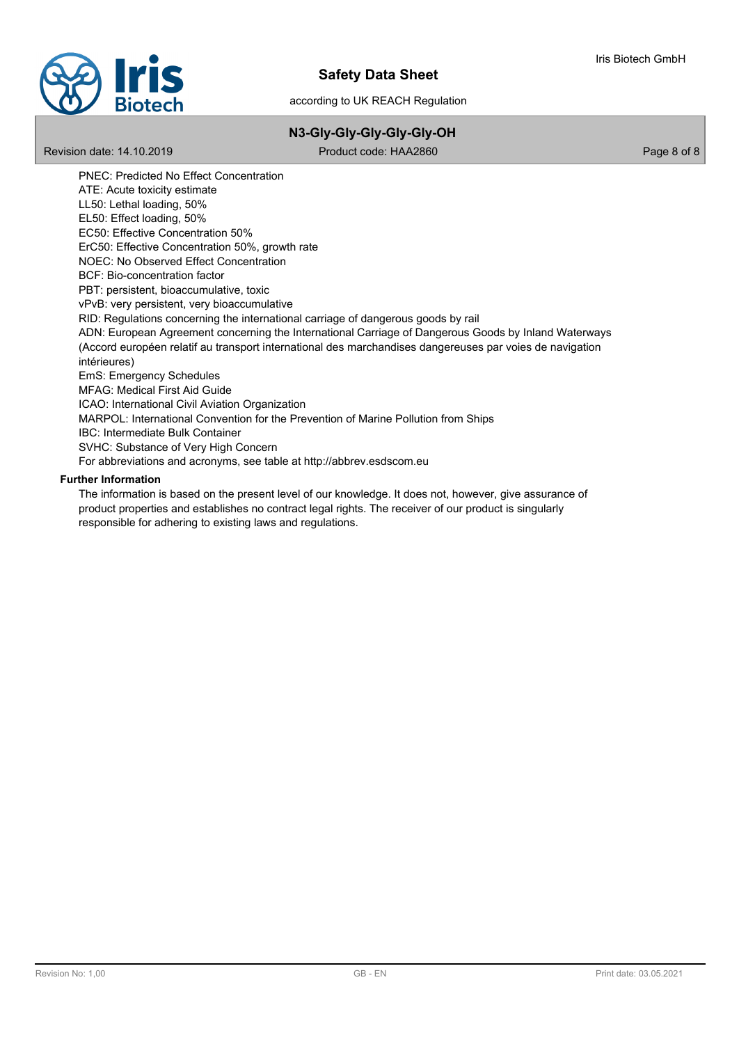PNEC: Predicted No Effect Concentration
ATE: Acute toxicity estimate
LL50: Lethal loading, 50%
EL50: Effect loading, 50%
EC50: Effective Concentration 50%
ErC50: Effective Concentration 50%, growth rate
NOEC: No Observed Effect Concentration
BCF: Bio-concentration factor
PBT: persistent, bioaccumulative, toxic
vPvB: very persistent, very bioaccumulative
RID: Regulations concerning the international carriage of dangerous goods by rail
ADN: European Agreement concerning the International Carriage of Dangerous Goods by Inland Waterways (Accord européen relatif au transport international des marchandises dangereuses par voies de navigation intérieures)
EmS: Emergency Schedules
MFAG: Medical First Aid Guide
ICAO: International Civil Aviation Organization
MARPOL: International Convention for the Prevention of Marine Pollution from Ships
IBC: Intermediate Bulk Container
SVHC: Substance of Very High Concern
For abbreviations and acronyms, see table at http://abbrev.esdscom.eu

**Further Information**

The information is based on the present level of our knowledge. It does not, however, give assurance of product properties and establishes no contract legal rights. The receiver of our product is singularly responsible for adhering to existing laws and regulations.